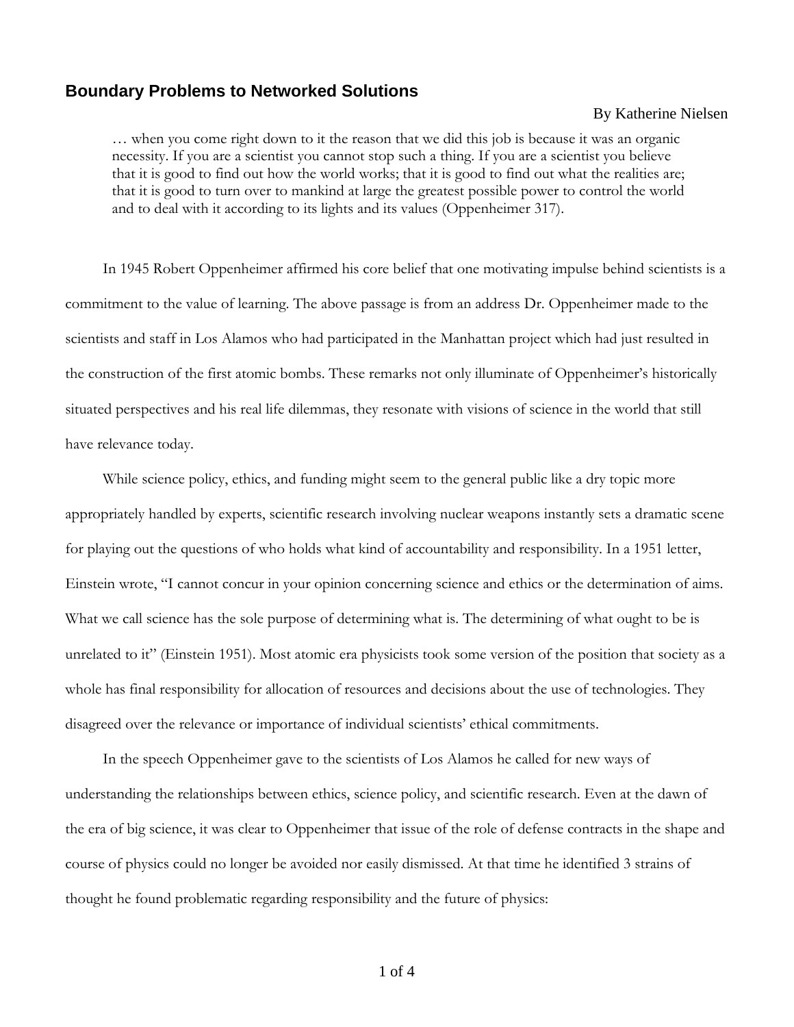## Boundary Problems to Networked Solutions

By Katherine Nielsen

> … when you come right down to it the reason that we did this job is because it was an organic necessity. If you are a scientist you cannot stop such a thing. If you are a scientist you believe that it is good to find out how the world works; that it is good to find out what the realities are; that it is good to turn over to mankind at large the greatest possible power to control the world and to deal with it according to its lights and its values (Oppenheimer 317).

In 1945 Robert Oppenheimer affirmed his core belief that one motivating impulse behind scientists is a commitment to the value of learning. The above passage is from an address Dr. Oppenheimer made to the scientists and staff in Los Alamos who had participated in the Manhattan project which had just resulted in the construction of the first atomic bombs. These remarks not only illuminate of Oppenheimer's historically situated perspectives and his real life dilemmas, they resonate with visions of science in the world that still have relevance today.

While science policy, ethics, and funding might seem to the general public like a dry topic more appropriately handled by experts, scientific research involving nuclear weapons instantly sets a dramatic scene for playing out the questions of who holds what kind of accountability and responsibility. In a 1951 letter, Einstein wrote, "I cannot concur in your opinion concerning science and ethics or the determination of aims. What we call science has the sole purpose of determining what is. The determining of what ought to be is unrelated to it" (Einstein 1951). Most atomic era physicists took some version of the position that society as a whole has final responsibility for allocation of resources and decisions about the use of technologies. They disagreed over the relevance or importance of individual scientists' ethical commitments.

In the speech Oppenheimer gave to the scientists of Los Alamos he called for new ways of understanding the relationships between ethics, science policy, and scientific research. Even at the dawn of the era of big science, it was clear to Oppenheimer that issue of the role of defense contracts in the shape and course of physics could no longer be avoided nor easily dismissed. At that time he identified 3 strains of thought he found problematic regarding responsibility and the future of physics: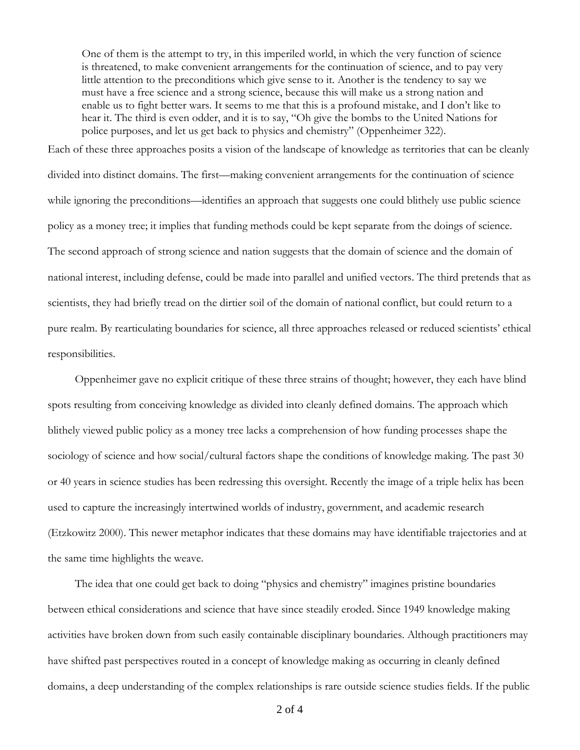> One of them is the attempt to try, in this imperiled world, in which the very function of science is threatened, to make convenient arrangements for the continuation of science, and to pay very little attention to the preconditions which give sense to it. Another is the tendency to say we must have a free science and a strong science, because this will make us a strong nation and enable us to fight better wars. It seems to me that this is a profound mistake, and I don't like to hear it. The third is even odder, and it is to say, "Oh give the bombs to the United Nations for police purposes, and let us get back to physics and chemistry" (Oppenheimer 322).

Each of these three approaches posits a vision of the landscape of knowledge as territories that can be cleanly divided into distinct domains. The first—making convenient arrangements for the continuation of science while ignoring the preconditions—identifies an approach that suggests one could blithely use public science policy as a money tree; it implies that funding methods could be kept separate from the doings of science. The second approach of strong science and nation suggests that the domain of science and the domain of national interest, including defense, could be made into parallel and unified vectors. The third pretends that as scientists, they had briefly tread on the dirtier soil of the domain of national conflict, but could return to a pure realm. By rearticulating boundaries for science, all three approaches released or reduced scientists' ethical responsibilities.

Oppenheimer gave no explicit critique of these three strains of thought; however, they each have blind spots resulting from conceiving knowledge as divided into cleanly defined domains. The approach which blithely viewed public policy as a money tree lacks a comprehension of how funding processes shape the sociology of science and how social/cultural factors shape the conditions of knowledge making. The past 30 or 40 years in science studies has been redressing this oversight. Recently the image of a triple helix has been used to capture the increasingly intertwined worlds of industry, government, and academic research (Etzkowitz 2000). This newer metaphor indicates that these domains may have identifiable trajectories and at the same time highlights the weave.

The idea that one could get back to doing "physics and chemistry" imagines pristine boundaries between ethical considerations and science that have since steadily eroded. Since 1949 knowledge making activities have broken down from such easily containable disciplinary boundaries. Although practitioners may have shifted past perspectives routed in a concept of knowledge making as occurring in cleanly defined domains, a deep understanding of the complex relationships is rare outside science studies fields. If the public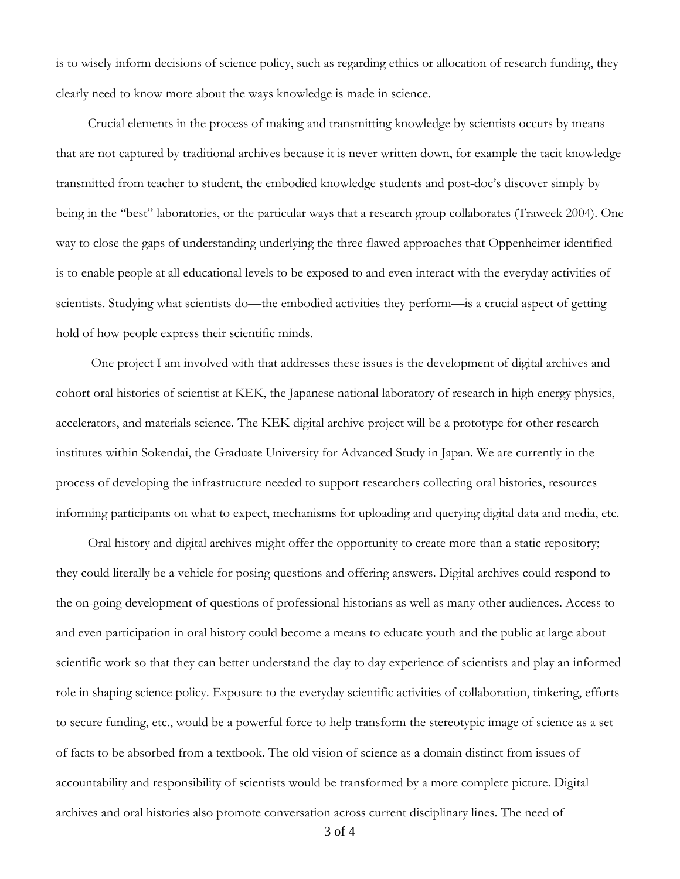is to wisely inform decisions of science policy, such as regarding ethics or allocation of research funding, they clearly need to know more about the ways knowledge is made in science.

Crucial elements in the process of making and transmitting knowledge by scientists occurs by means that are not captured by traditional archives because it is never written down, for example the tacit knowledge transmitted from teacher to student, the embodied knowledge students and post-doc's discover simply by being in the "best" laboratories, or the particular ways that a research group collaborates (Traweek 2004). One way to close the gaps of understanding underlying the three flawed approaches that Oppenheimer identified is to enable people at all educational levels to be exposed to and even interact with the everyday activities of scientists. Studying what scientists do—the embodied activities they perform—is a crucial aspect of getting hold of how people express their scientific minds.

One project I am involved with that addresses these issues is the development of digital archives and cohort oral histories of scientist at KEK, the Japanese national laboratory of research in high energy physics, accelerators, and materials science. The KEK digital archive project will be a prototype for other research institutes within Sokendai, the Graduate University for Advanced Study in Japan. We are currently in the process of developing the infrastructure needed to support researchers collecting oral histories, resources informing participants on what to expect, mechanisms for uploading and querying digital data and media, etc.

Oral history and digital archives might offer the opportunity to create more than a static repository; they could literally be a vehicle for posing questions and offering answers. Digital archives could respond to the on-going development of questions of professional historians as well as many other audiences. Access to and even participation in oral history could become a means to educate youth and the public at large about scientific work so that they can better understand the day to day experience of scientists and play an informed role in shaping science policy. Exposure to the everyday scientific activities of collaboration, tinkering, efforts to secure funding, etc., would be a powerful force to help transform the stereotypic image of science as a set of facts to be absorbed from a textbook. The old vision of science as a domain distinct from issues of accountability and responsibility of scientists would be transformed by a more complete picture. Digital archives and oral histories also promote conversation across current disciplinary lines. The need of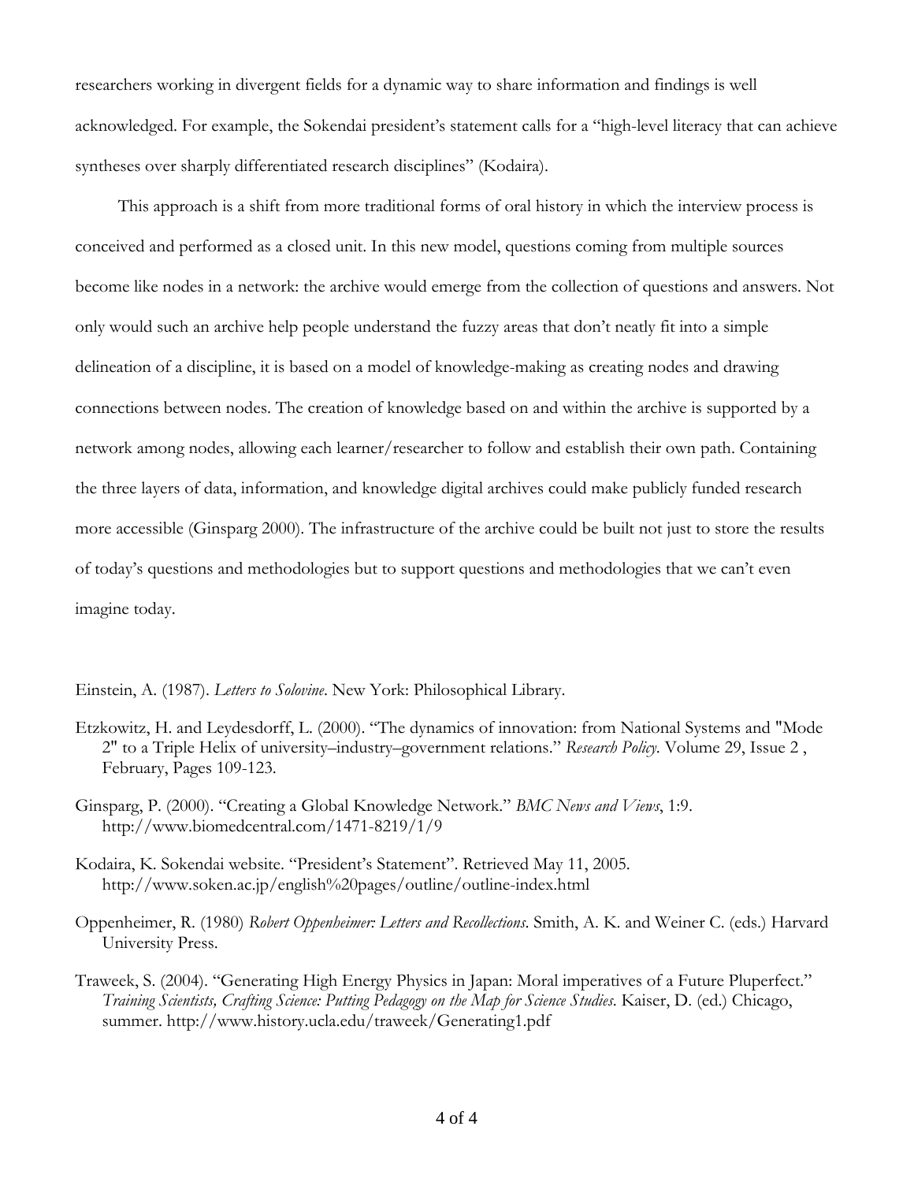researchers working in divergent fields for a dynamic way to share information and findings is well acknowledged. For example, the Sokendai president's statement calls for a "high-level literacy that can achieve syntheses over sharply differentiated research disciplines" (Kodaira).

This approach is a shift from more traditional forms of oral history in which the interview process is conceived and performed as a closed unit. In this new model, questions coming from multiple sources become like nodes in a network: the archive would emerge from the collection of questions and answers. Not only would such an archive help people understand the fuzzy areas that don't neatly fit into a simple delineation of a discipline, it is based on a model of knowledge-making as creating nodes and drawing connections between nodes. The creation of knowledge based on and within the archive is supported by a network among nodes, allowing each learner/researcher to follow and establish their own path. Containing the three layers of data, information, and knowledge digital archives could make publicly funded research more accessible (Ginsparg 2000). The infrastructure of the archive could be built not just to store the results of today's questions and methodologies but to support questions and methodologies that we can't even imagine today.

Einstein, A. (1987). *Letters to Solovine*. New York: Philosophical Library.

Etzkowitz, H. and Leydesdorff, L. (2000). "The dynamics of innovation: from National Systems and "Mode 2" to a Triple Helix of university–industry–government relations." *Research Policy*. Volume 29, Issue 2 , February, Pages 109-123.

Ginsparg, P. (2000). "Creating a Global Knowledge Network." *BMC News and Views*, 1:9. http://www.biomedcentral.com/1471-8219/1/9

Kodaira, K. Sokendai website. "President's Statement". Retrieved May 11, 2005. http://www.soken.ac.jp/english%20pages/outline/outline-index.html

Oppenheimer, R. (1980) *Robert Oppenheimer: Letters and Recollections*. Smith, A. K. and Weiner C. (eds.) Harvard University Press.

Traweek, S. (2004). "Generating High Energy Physics in Japan: Moral imperatives of a Future Pluperfect." *Training Scientists, Crafting Science: Putting Pedagogy on the Map for Science Studies*. Kaiser, D. (ed.) Chicago, summer. http://www.history.ucla.edu/traweek/Generating1.pdf